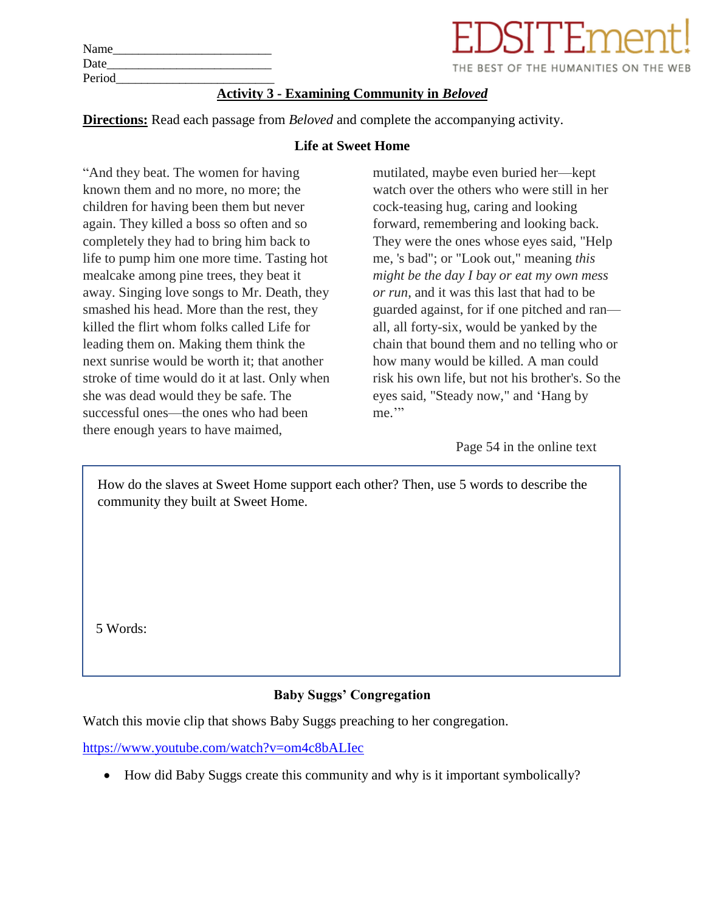Name________________________
Date_________________________
Period________________________

EDSITEment!
THE BEST OF THE HUMANITIES ON THE WEB

## Activity 3 - Examining Community in *Beloved*

**Directions:** Read each passage from *Beloved* and complete the accompanying activity.

### Life at Sweet Home

"And they beat. The women for having known them and no more, no more; the children for having been them but never again. They killed a boss so often and so completely they had to bring him back to life to pump him one more time. Tasting hot mealcake among pine trees, they beat it away. Singing love songs to Mr. Death, they smashed his head. More than the rest, they killed the flirt whom folks called Life for leading them on. Making them think the next sunrise would be worth it; that another stroke of time would do it at last. Only when she was dead would they be safe. The successful ones—the ones who had been there enough years to have maimed, mutilated, maybe even buried her—kept watch over the others who were still in her cock-teasing hug, caring and looking forward, remembering and looking back. They were the ones whose eyes said, "Help me, 's bad"; or "Look out," meaning *this might be the day I bay or eat my own mess or run*, and it was this last that had to be guarded against, for if one pitched and ran—all, all forty-six, would be yanked by the chain that bound them and no telling who or how many would be killed. A man could risk his own life, but not his brother's. So the eyes said, "Steady now," and 'Hang by me.'"

Page 54 in the online text

How do the slaves at Sweet Home support each other? Then, use 5 words to describe the community they built at Sweet Home.

5 Words:

### Baby Suggs' Congregation

Watch this movie clip that shows Baby Suggs preaching to her congregation.

https://www.youtube.com/watch?v=om4c8bALIec

- How did Baby Suggs create this community and why is it important symbolically?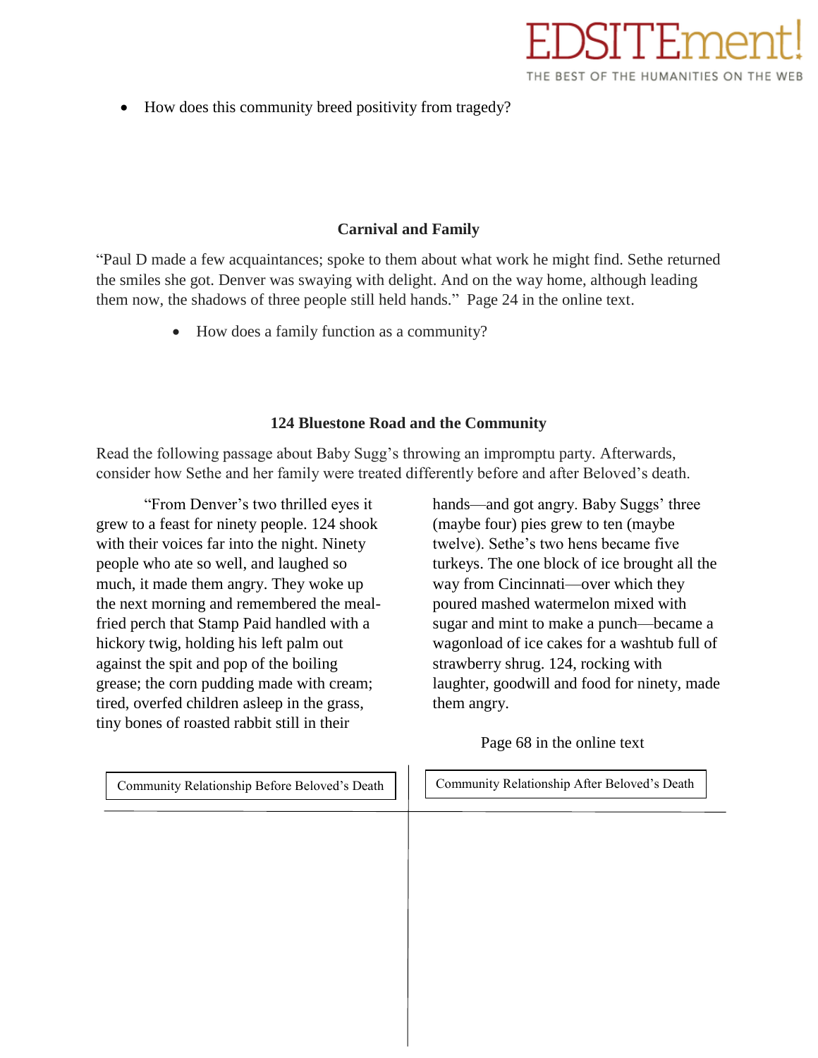- How does this community breed positivity from tragedy?

## Carnival and Family

"Paul D made a few acquaintances; spoke to them about what work he might find. Sethe returned the smiles she got. Denver was swaying with delight. And on the way home, although leading them now, the shadows of three people still held hands." Page 24 in the online text.

- How does a family function as a community?

## 124 Bluestone Road and the Community

Read the following passage about Baby Sugg's throwing an impromptu party. Afterwards, consider how Sethe and her family were treated differently before and after Beloved's death.

"From Denver's two thrilled eyes it grew to a feast for ninety people. 124 shook with their voices far into the night. Ninety people who ate so well, and laughed so much, it made them angry. They woke up the next morning and remembered the meal-fried perch that Stamp Paid handled with a hickory twig, holding his left palm out against the spit and pop of the boiling grease; the corn pudding made with cream; tired, overfed children asleep in the grass, tiny bones of roasted rabbit still in their hands—and got angry. Baby Suggs' three (maybe four) pies grew to ten (maybe twelve). Sethe's two hens became five turkeys. The one block of ice brought all the way from Cincinnati—over which they poured mashed watermelon mixed with sugar and mint to make a punch—became a wagonload of ice cakes for a washtub full of strawberry shrug. 124, rocking with laughter, goodwill and food for ninety, made them angry.

Page 68 in the online text

| Community Relationship Before Beloved's Death | Community Relationship After Beloved's Death |
| --- | --- |
| | |